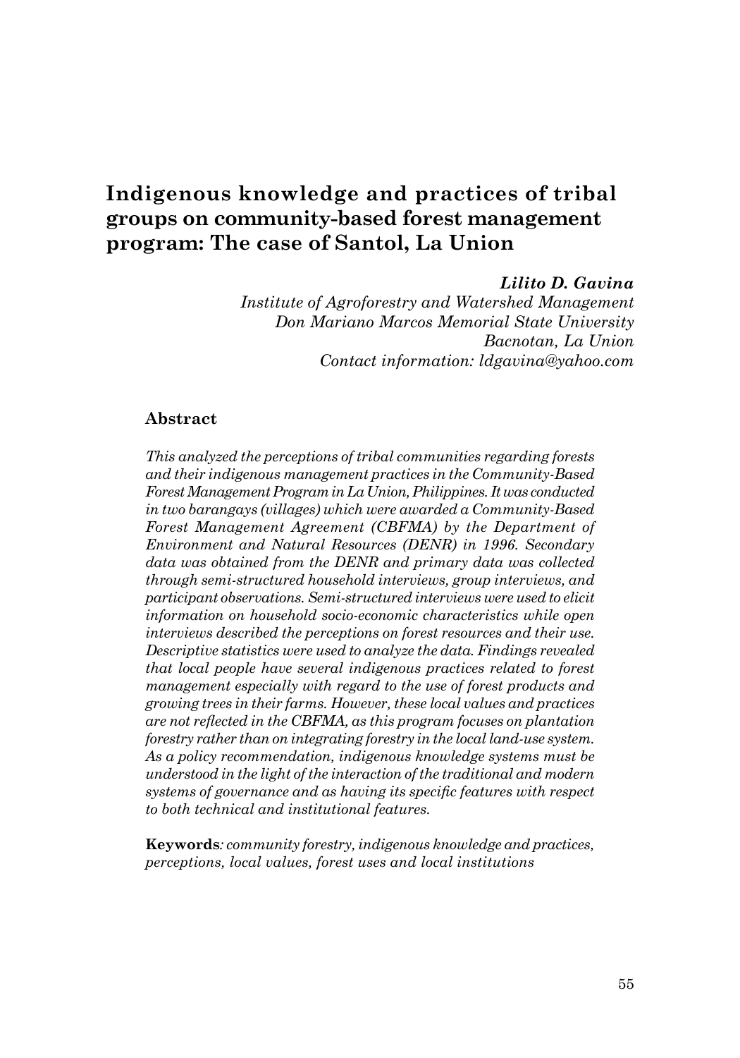# Indigenous knowledge and practices of tribal groups on community-based forest management program: The case of Santol, La Union

***Lilito D. Gavina***

*Institute of Agroforestry and Watershed Management*
*Don Mariano Marcos Memorial State University*
*Bacnotan, La Union*
*Contact information: ldgavina@yahoo.com*

## Abstract

*This analyzed the perceptions of tribal communities regarding forests and their indigenous management practices in the Community-Based Forest Management Program in La Union, Philippines. It was conducted in two barangays (villages) which were awarded a Community-Based Forest Management Agreement (CBFMA) by the Department of Environment and Natural Resources (DENR) in 1996. Secondary data was obtained from the DENR and primary data was collected through semi-structured household interviews, group interviews, and participant observations. Semi-structured interviews were used to elicit information on household socio-economic characteristics while open interviews described the perceptions on forest resources and their use. Descriptive statistics were used to analyze the data. Findings revealed that local people have several indigenous practices related to forest management especially with regard to the use of forest products and growing trees in their farms. However, these local values and practices are not reflected in the CBFMA, as this program focuses on plantation forestry rather than on integrating forestry in the local land-use system. As a policy recommendation, indigenous knowledge systems must be understood in the light of the interaction of the traditional and modern systems of governance and as having its specific features with respect to both technical and institutional features.*

**Keywords***: community forestry, indigenous knowledge and practices, perceptions, local values, forest uses and local institutions*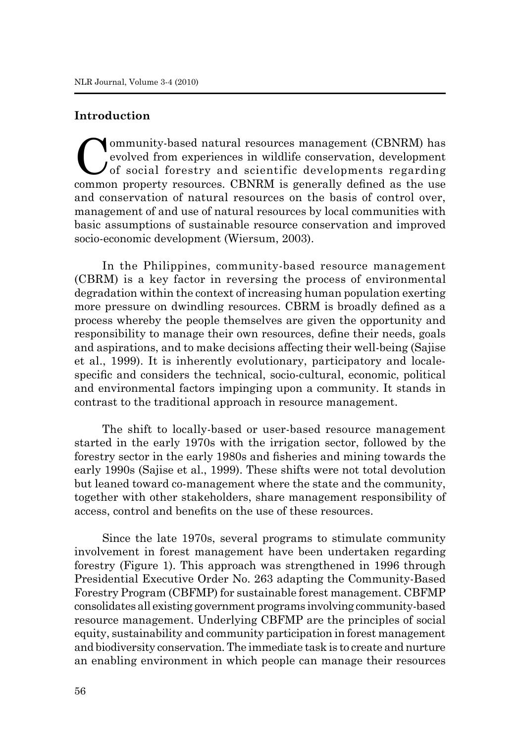## Introduction

Community-based natural resources management (CBNRM) has evolved from experiences in wildlife conservation, development of social forestry and scientific developments regarding common property resources. CBNRM is generally defined as the use and conservation of natural resources on the basis of control over, management of and use of natural resources by local communities with basic assumptions of sustainable resource conservation and improved socio-economic development (Wiersum, 2003).

In the Philippines, community-based resource management (CBRM) is a key factor in reversing the process of environmental degradation within the context of increasing human population exerting more pressure on dwindling resources. CBRM is broadly defined as a process whereby the people themselves are given the opportunity and responsibility to manage their own resources, define their needs, goals and aspirations, and to make decisions affecting their well-being (Sajise et al., 1999). It is inherently evolutionary, participatory and locale-specific and considers the technical, socio-cultural, economic, political and environmental factors impinging upon a community. It stands in contrast to the traditional approach in resource management.

The shift to locally-based or user-based resource management started in the early 1970s with the irrigation sector, followed by the forestry sector in the early 1980s and fisheries and mining towards the early 1990s (Sajise et al., 1999). These shifts were not total devolution but leaned toward co-management where the state and the community, together with other stakeholders, share management responsibility of access, control and benefits on the use of these resources.

Since the late 1970s, several programs to stimulate community involvement in forest management have been undertaken regarding forestry (Figure 1). This approach was strengthened in 1996 through Presidential Executive Order No. 263 adapting the Community-Based Forestry Program (CBFMP) for sustainable forest management. CBFMP consolidates all existing government programs involving community-based resource management. Underlying CBFMP are the principles of social equity, sustainability and community participation in forest management and biodiversity conservation. The immediate task is to create and nurture an enabling environment in which people can manage their resources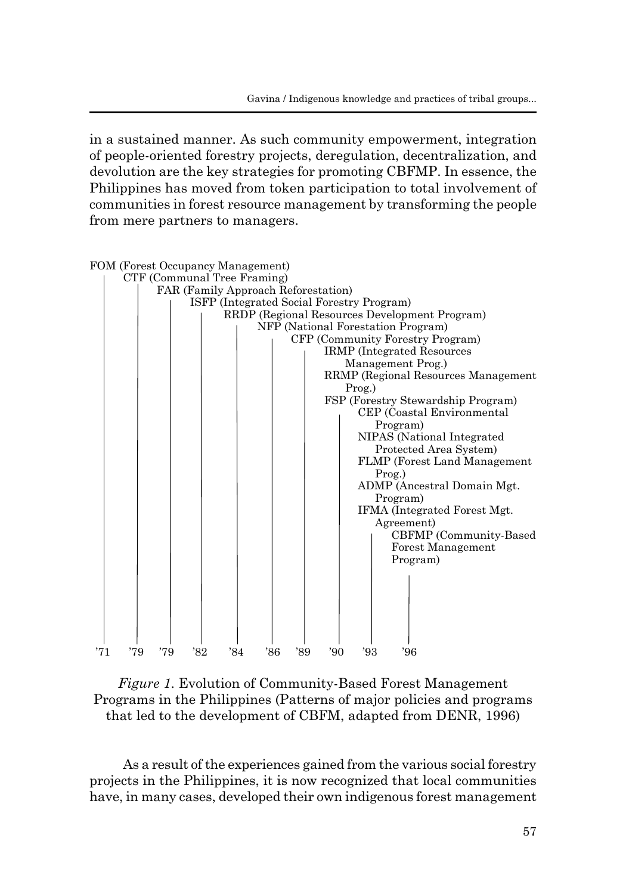in a sustained manner. As such community empowerment, integration of people-oriented forestry projects, deregulation, decentralization, and devolution are the key strategies for promoting CBFMP. In essence, the Philippines has moved from token participation to total involvement of communities in forest resource management by transforming the people from mere partners to managers.

- FOM (Forest Occupancy Management)
- CTF (Communal Tree Framing)
- FAR (Family Approach Reforestation)
- ISFP (Integrated Social Forestry Program)
- RRDP (Regional Resources Development Program)
- NFP (National Forestation Program)
- CFP (Community Forestry Program)
- IRMP (Integrated Resources Management Prog.)
- RRMP (Regional Resources Management Prog.)
- FSP (Forestry Stewardship Program)
- CEP (Coastal Environmental Program)
- NIPAS (National Integrated Protected Area System)
- FLMP (Forest Land Management Prog.)
- ADMP (Ancestral Domain Mgt. Program)
- IFMA (Integrated Forest Mgt. Agreement)
- CBFMP (Community-Based Forest Management Program)

'71 '79 '79 '82 '84 '86 '89 '90 '93 '96

*Figure 1.* Evolution of Community-Based Forest Management Programs in the Philippines (Patterns of major policies and programs that led to the development of CBFM, adapted from DENR, 1996)

As a result of the experiences gained from the various social forestry projects in the Philippines, it is now recognized that local communities have, in many cases, developed their own indigenous forest management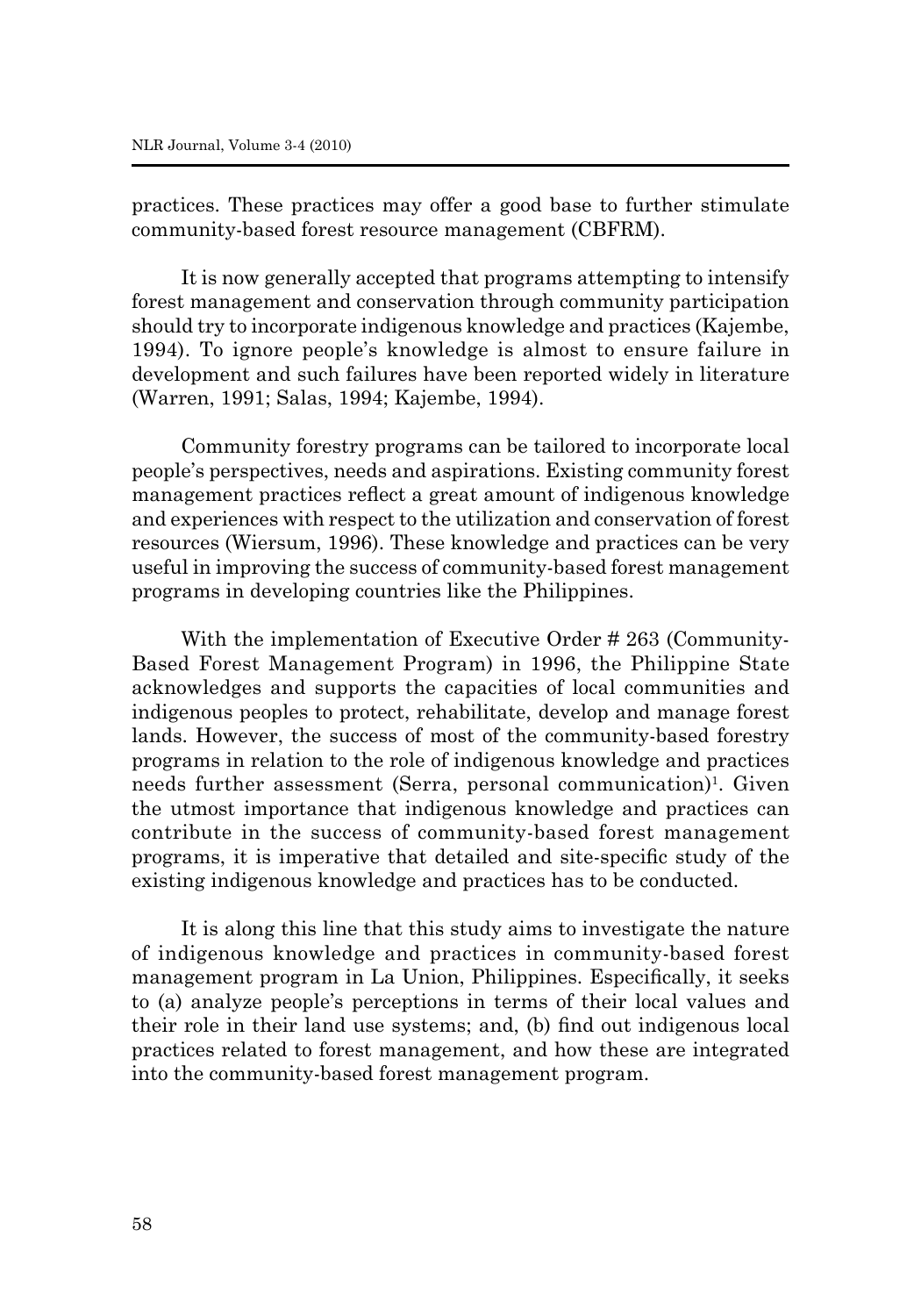practices. These practices may offer a good base to further stimulate community-based forest resource management (CBFRM).

It is now generally accepted that programs attempting to intensify forest management and conservation through community participation should try to incorporate indigenous knowledge and practices (Kajembe, 1994). To ignore people's knowledge is almost to ensure failure in development and such failures have been reported widely in literature (Warren, 1991; Salas, 1994; Kajembe, 1994).

Community forestry programs can be tailored to incorporate local people's perspectives, needs and aspirations. Existing community forest management practices reflect a great amount of indigenous knowledge and experiences with respect to the utilization and conservation of forest resources (Wiersum, 1996). These knowledge and practices can be very useful in improving the success of community-based forest management programs in developing countries like the Philippines.

With the implementation of Executive Order # 263 (Community-Based Forest Management Program) in 1996, the Philippine State acknowledges and supports the capacities of local communities and indigenous peoples to protect, rehabilitate, develop and manage forest lands. However, the success of most of the community-based forestry programs in relation to the role of indigenous knowledge and practices needs further assessment (Serra, personal communication)[1]. Given the utmost importance that indigenous knowledge and practices can contribute in the success of community-based forest management programs, it is imperative that detailed and site-specific study of the existing indigenous knowledge and practices has to be conducted.

It is along this line that this study aims to investigate the nature of indigenous knowledge and practices in community-based forest management program in La Union, Philippines. Specifically, it seeks to (a) analyze people's perceptions in terms of their local values and their role in their land use systems; and, (b) find out indigenous local practices related to forest management, and how these are integrated into the community-based forest management program.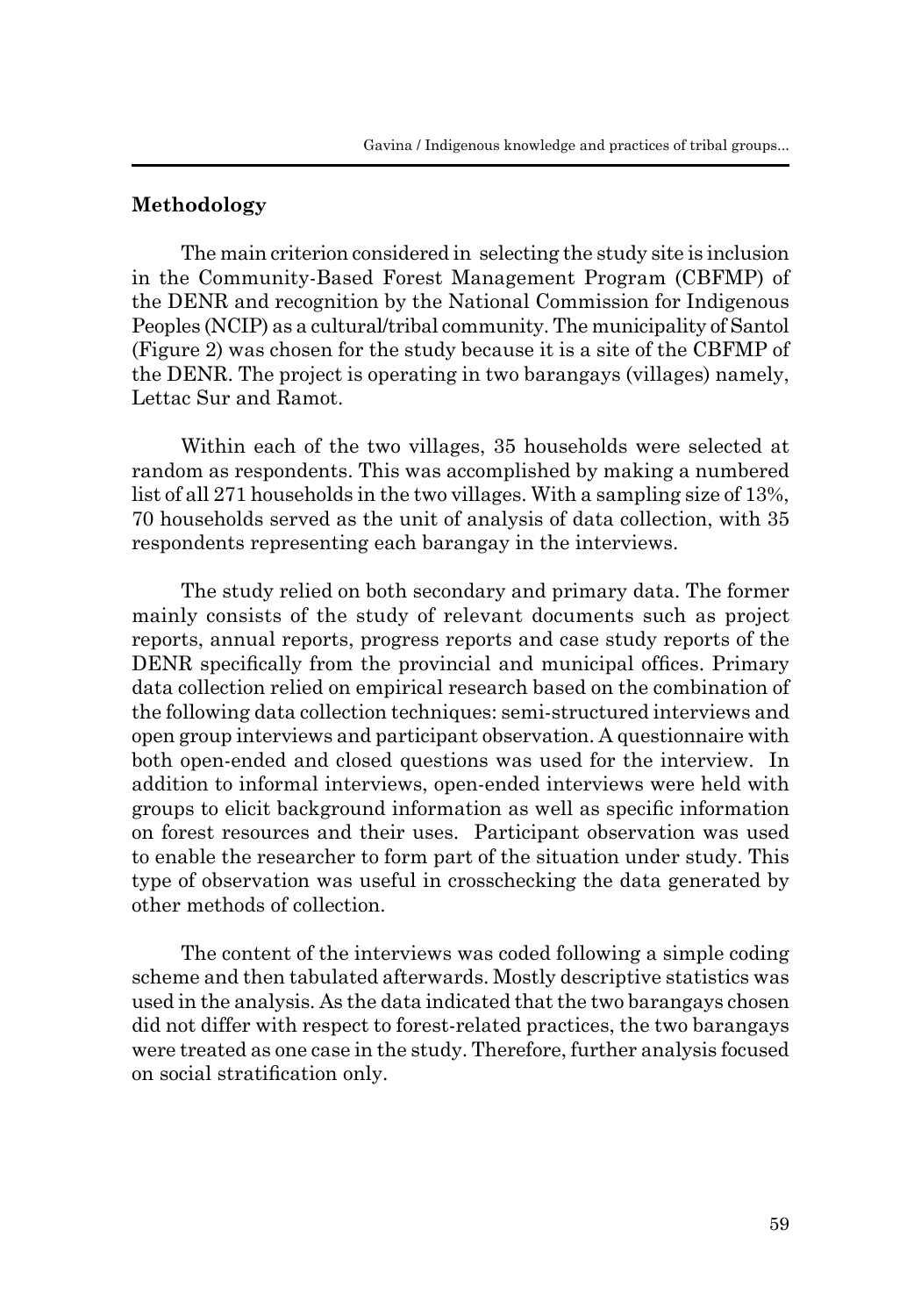## Methodology

The main criterion considered in selecting the study site is inclusion in the Community-Based Forest Management Program (CBFMP) of the DENR and recognition by the National Commission for Indigenous Peoples (NCIP) as a cultural/tribal community. The municipality of Santol (Figure 2) was chosen for the study because it is a site of the CBFMP of the DENR. The project is operating in two barangays (villages) namely, Lettac Sur and Ramot.

Within each of the two villages, 35 households were selected at random as respondents. This was accomplished by making a numbered list of all 271 households in the two villages. With a sampling size of 13%, 70 households served as the unit of analysis of data collection, with 35 respondents representing each barangay in the interviews.

The study relied on both secondary and primary data. The former mainly consists of the study of relevant documents such as project reports, annual reports, progress reports and case study reports of the DENR specifically from the provincial and municipal offices. Primary data collection relied on empirical research based on the combination of the following data collection techniques: semi-structured interviews and open group interviews and participant observation. A questionnaire with both open-ended and closed questions was used for the interview. In addition to informal interviews, open-ended interviews were held with groups to elicit background information as well as specific information on forest resources and their uses. Participant observation was used to enable the researcher to form part of the situation under study. This type of observation was useful in crosschecking the data generated by other methods of collection.

The content of the interviews was coded following a simple coding scheme and then tabulated afterwards. Mostly descriptive statistics was used in the analysis. As the data indicated that the two barangays chosen did not differ with respect to forest-related practices, the two barangays were treated as one case in the study. Therefore, further analysis focused on social stratification only.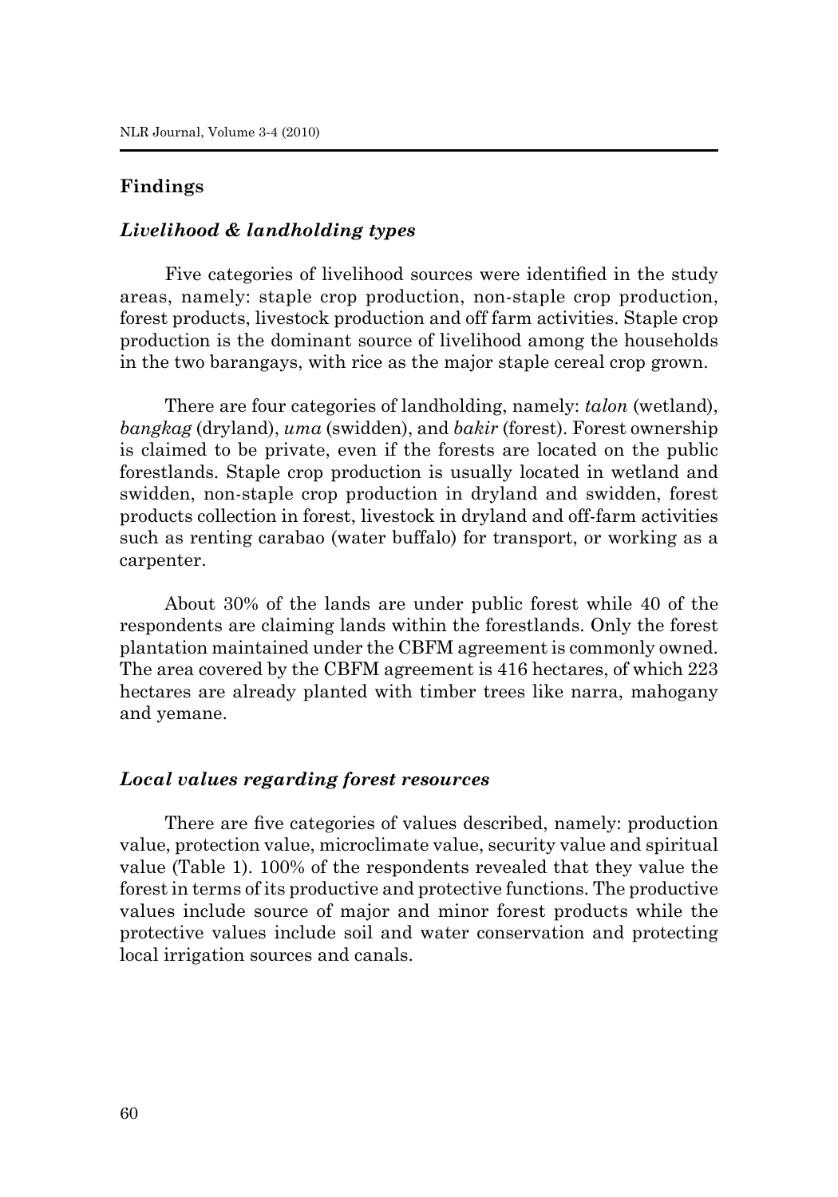## Findings

### *Livelihood & landholding types*

Five categories of livelihood sources were identified in the study areas, namely: staple crop production, non-staple crop production, forest products, livestock production and off farm activities. Staple crop production is the dominant source of livelihood among the households in the two barangays, with rice as the major staple cereal crop grown.

There are four categories of landholding, namely: *talon* (wetland), *bangkag* (dryland), *uma* (swidden), and *bakir* (forest). Forest ownership is claimed to be private, even if the forests are located on the public forestlands. Staple crop production is usually located in wetland and swidden, non-staple crop production in dryland and swidden, forest products collection in forest, livestock in dryland and off-farm activities such as renting carabao (water buffalo) for transport, or working as a carpenter.

About 30% of the lands are under public forest while 40 of the respondents are claiming lands within the forestlands. Only the forest plantation maintained under the CBFM agreement is commonly owned. The area covered by the CBFM agreement is 416 hectares, of which 223 hectares are already planted with timber trees like narra, mahogany and yemane.

### *Local values regarding forest resources*

There are five categories of values described, namely: production value, protection value, microclimate value, security value and spiritual value (Table 1). 100% of the respondents revealed that they value the forest in terms of its productive and protective functions. The productive values include source of major and minor forest products while the protective values include soil and water conservation and protecting local irrigation sources and canals.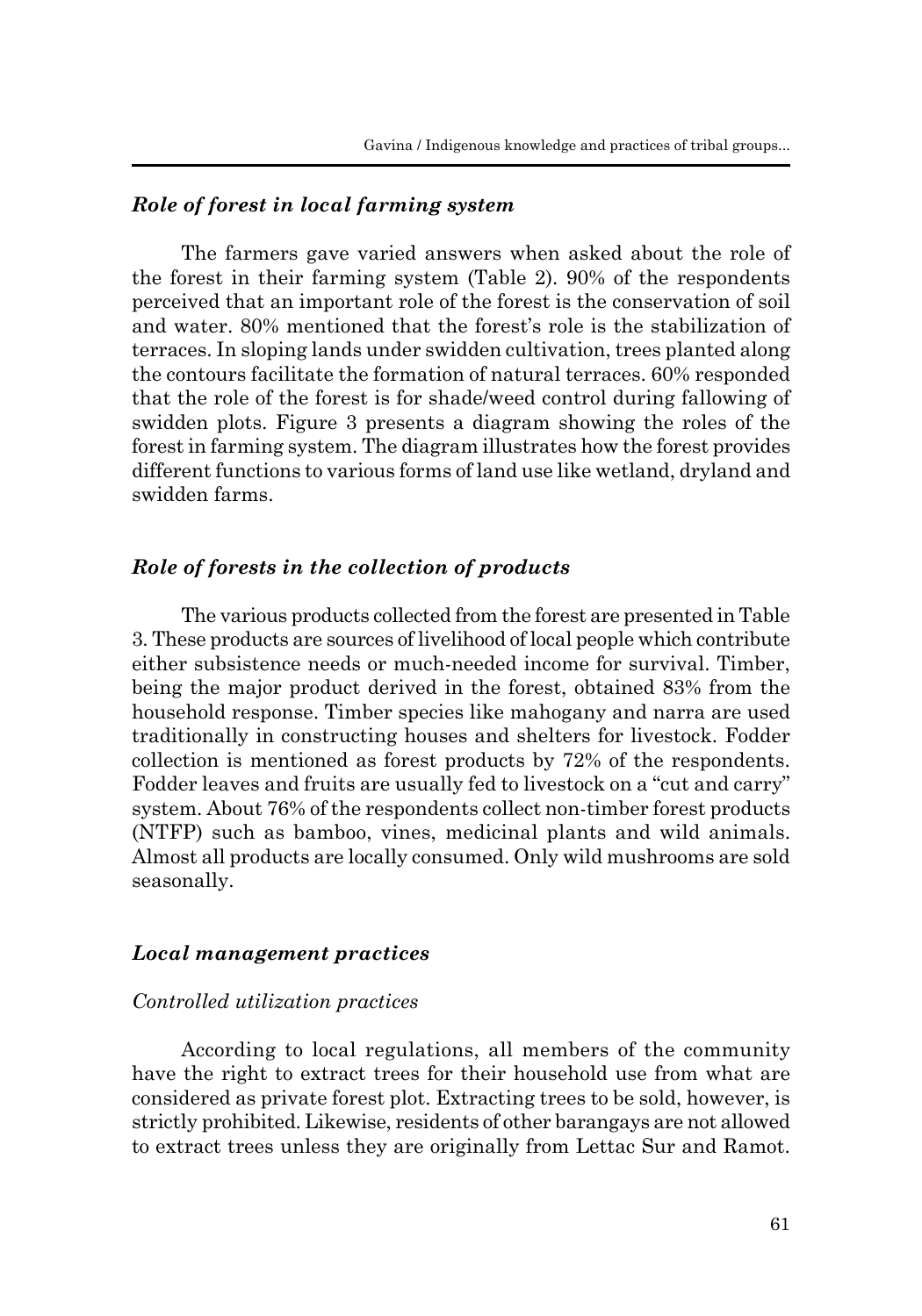### *Role of forest in local farming system*

The farmers gave varied answers when asked about the role of the forest in their farming system (Table 2). 90% of the respondents perceived that an important role of the forest is the conservation of soil and water. 80% mentioned that the forest's role is the stabilization of terraces. In sloping lands under swidden cultivation, trees planted along the contours facilitate the formation of natural terraces. 60% responded that the role of the forest is for shade/weed control during fallowing of swidden plots. Figure 3 presents a diagram showing the roles of the forest in farming system. The diagram illustrates how the forest provides different functions to various forms of land use like wetland, dryland and swidden farms.

### *Role of forests in the collection of products*

The various products collected from the forest are presented in Table 3. These products are sources of livelihood of local people which contribute either subsistence needs or much-needed income for survival. Timber, being the major product derived in the forest, obtained 83% from the household response. Timber species like mahogany and narra are used traditionally in constructing houses and shelters for livestock. Fodder collection is mentioned as forest products by 72% of the respondents. Fodder leaves and fruits are usually fed to livestock on a "cut and carry" system. About 76% of the respondents collect non-timber forest products (NTFP) such as bamboo, vines, medicinal plants and wild animals. Almost all products are locally consumed. Only wild mushrooms are sold seasonally.

### *Local management practices*

#### *Controlled utilization practices*

According to local regulations, all members of the community have the right to extract trees for their household use from what are considered as private forest plot. Extracting trees to be sold, however, is strictly prohibited. Likewise, residents of other barangays are not allowed to extract trees unless they are originally from Lettac Sur and Ramot.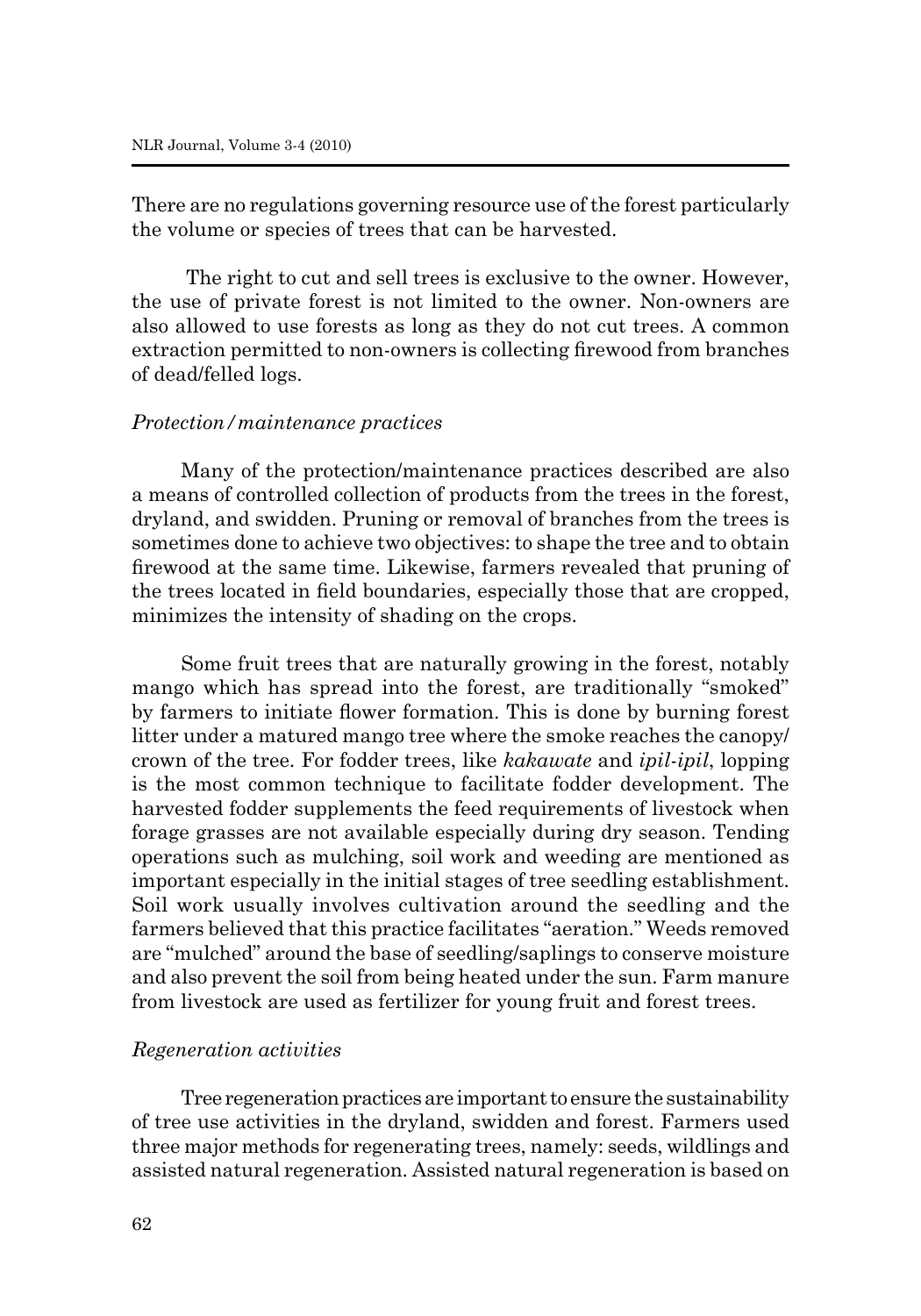There are no regulations governing resource use of the forest particularly the volume or species of trees that can be harvested.

The right to cut and sell trees is exclusive to the owner. However, the use of private forest is not limited to the owner. Non-owners are also allowed to use forests as long as they do not cut trees. A common extraction permitted to non-owners is collecting firewood from branches of dead/felled logs.

*Protection/maintenance practices*

Many of the protection/maintenance practices described are also a means of controlled collection of products from the trees in the forest, dryland, and swidden. Pruning or removal of branches from the trees is sometimes done to achieve two objectives: to shape the tree and to obtain firewood at the same time. Likewise, farmers revealed that pruning of the trees located in field boundaries, especially those that are cropped, minimizes the intensity of shading on the crops.

Some fruit trees that are naturally growing in the forest, notably mango which has spread into the forest, are traditionally "smoked" by farmers to initiate flower formation. This is done by burning forest litter under a matured mango tree where the smoke reaches the canopy/crown of the tree. For fodder trees, like *kakawate* and *ipil-ipil*, lopping is the most common technique to facilitate fodder development. The harvested fodder supplements the feed requirements of livestock when forage grasses are not available especially during dry season. Tending operations such as mulching, soil work and weeding are mentioned as important especially in the initial stages of tree seedling establishment. Soil work usually involves cultivation around the seedling and the farmers believed that this practice facilitates "aeration." Weeds removed are "mulched" around the base of seedling/saplings to conserve moisture and also prevent the soil from being heated under the sun. Farm manure from livestock are used as fertilizer for young fruit and forest trees.

*Regeneration activities*

Tree regeneration practices are important to ensure the sustainability of tree use activities in the dryland, swidden and forest. Farmers used three major methods for regenerating trees, namely: seeds, wildlings and assisted natural regeneration. Assisted natural regeneration is based on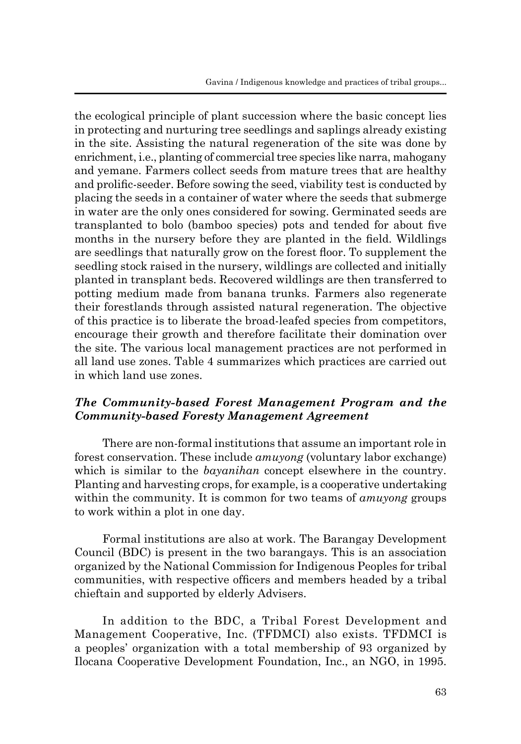the ecological principle of plant succession where the basic concept lies in protecting and nurturing tree seedlings and saplings already existing in the site. Assisting the natural regeneration of the site was done by enrichment, i.e., planting of commercial tree species like narra, mahogany and yemane. Farmers collect seeds from mature trees that are healthy and prolific-seeder. Before sowing the seed, viability test is conducted by placing the seeds in a container of water where the seeds that submerge in water are the only ones considered for sowing. Germinated seeds are transplanted to bolo (bamboo species) pots and tended for about five months in the nursery before they are planted in the field. Wildlings are seedlings that naturally grow on the forest floor. To supplement the seedling stock raised in the nursery, wildlings are collected and initially planted in transplant beds. Recovered wildlings are then transferred to potting medium made from banana trunks. Farmers also regenerate their forestlands through assisted natural regeneration. The objective of this practice is to liberate the broad-leafed species from competitors, encourage their growth and therefore facilitate their domination over the site. The various local management practices are not performed in all land use zones. Table 4 summarizes which practices are carried out in which land use zones.

### *The Community-based Forest Management Program and the Community-based Foresty Management Agreement*

There are non-formal institutions that assume an important role in forest conservation. These include *amuyong* (voluntary labor exchange) which is similar to the *bayanihan* concept elsewhere in the country. Planting and harvesting crops, for example, is a cooperative undertaking within the community. It is common for two teams of *amuyong* groups to work within a plot in one day.

Formal institutions are also at work. The Barangay Development Council (BDC) is present in the two barangays. This is an association organized by the National Commission for Indigenous Peoples for tribal communities, with respective officers and members headed by a tribal chieftain and supported by elderly Advisers.

In addition to the BDC, a Tribal Forest Development and Management Cooperative, Inc. (TFDMCI) also exists. TFDMCI is a peoples' organization with a total membership of 93 organized by Ilocana Cooperative Development Foundation, Inc., an NGO, in 1995.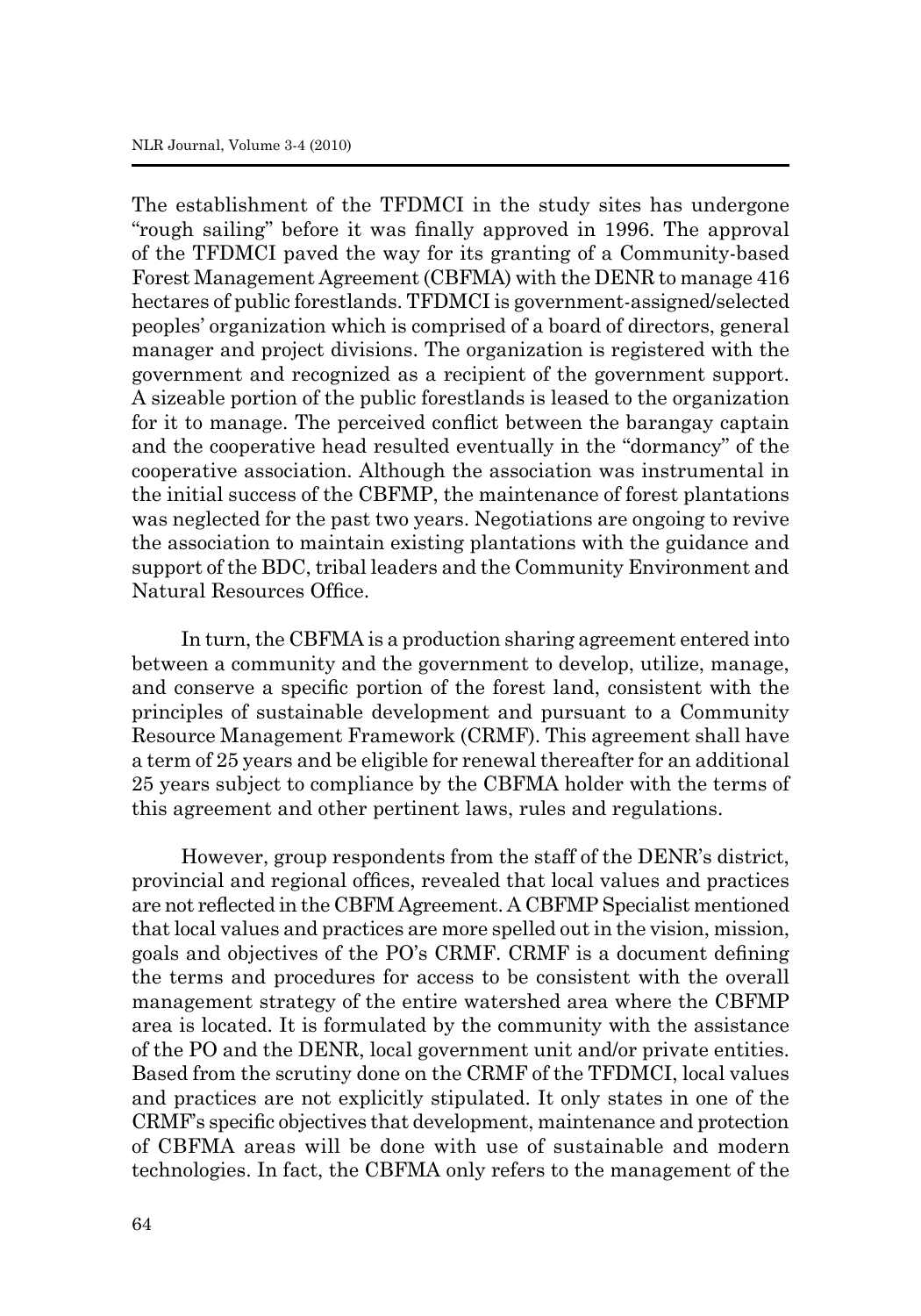The establishment of the TFDMCI in the study sites has undergone "rough sailing" before it was finally approved in 1996. The approval of the TFDMCI paved the way for its granting of a Community-based Forest Management Agreement (CBFMA) with the DENR to manage 416 hectares of public forestlands. TFDMCI is government-assigned/selected peoples' organization which is comprised of a board of directors, general manager and project divisions. The organization is registered with the government and recognized as a recipient of the government support. A sizeable portion of the public forestlands is leased to the organization for it to manage. The perceived conflict between the barangay captain and the cooperative head resulted eventually in the "dormancy" of the cooperative association. Although the association was instrumental in the initial success of the CBFMP, the maintenance of forest plantations was neglected for the past two years. Negotiations are ongoing to revive the association to maintain existing plantations with the guidance and support of the BDC, tribal leaders and the Community Environment and Natural Resources Office.

In turn, the CBFMA is a production sharing agreement entered into between a community and the government to develop, utilize, manage, and conserve a specific portion of the forest land, consistent with the principles of sustainable development and pursuant to a Community Resource Management Framework (CRMF). This agreement shall have a term of 25 years and be eligible for renewal thereafter for an additional 25 years subject to compliance by the CBFMA holder with the terms of this agreement and other pertinent laws, rules and regulations.

However, group respondents from the staff of the DENR's district, provincial and regional offices, revealed that local values and practices are not reflected in the CBFM Agreement. A CBFMP Specialist mentioned that local values and practices are more spelled out in the vision, mission, goals and objectives of the PO's CRMF. CRMF is a document defining the terms and procedures for access to be consistent with the overall management strategy of the entire watershed area where the CBFMP area is located. It is formulated by the community with the assistance of the PO and the DENR, local government unit and/or private entities. Based from the scrutiny done on the CRMF of the TFDMCI, local values and practices are not explicitly stipulated. It only states in one of the CRMF's specific objectives that development, maintenance and protection of CBFMA areas will be done with use of sustainable and modern technologies. In fact, the CBFMA only refers to the management of the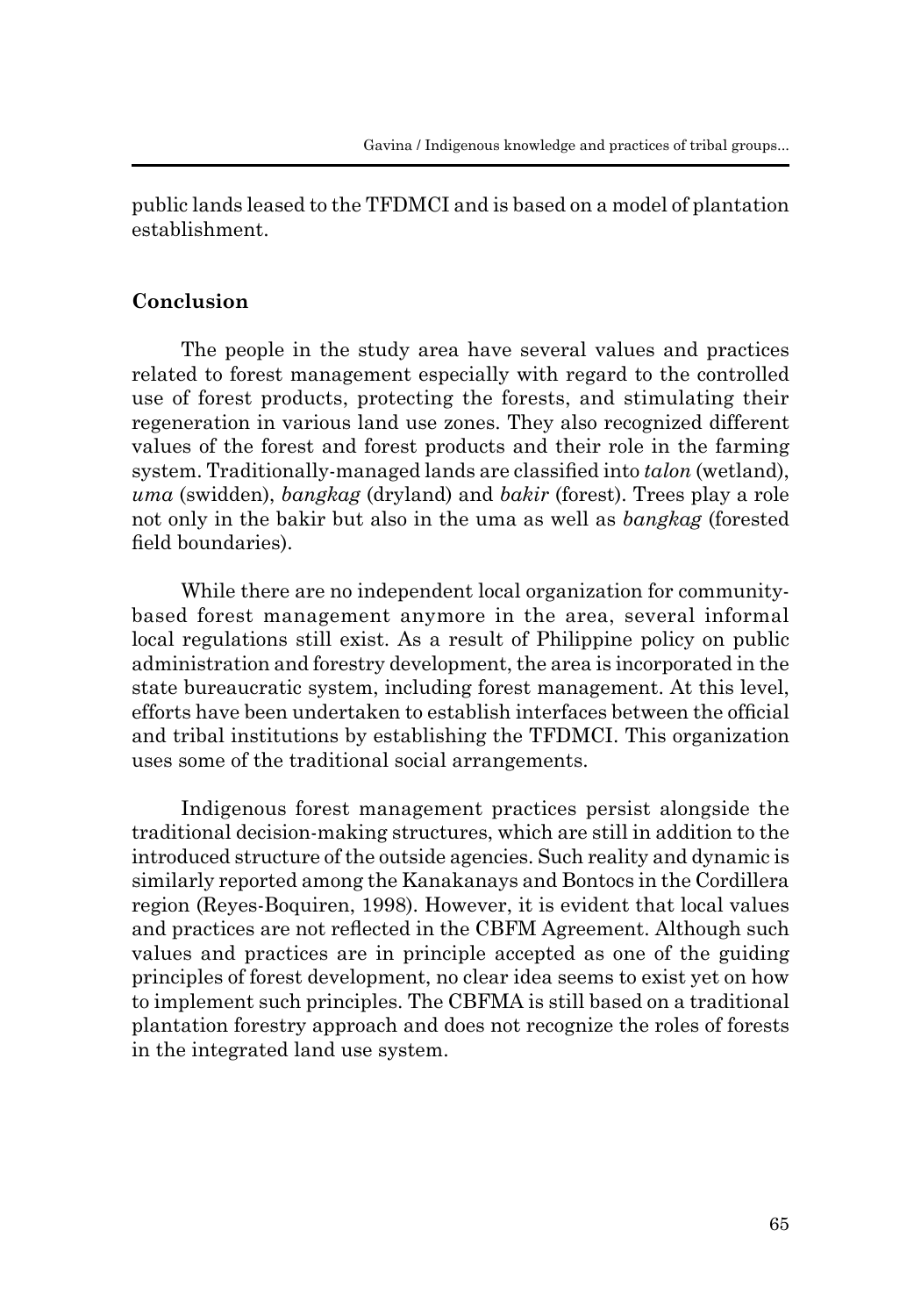public lands leased to the TFDMCI and is based on a model of plantation establishment.

## Conclusion

The people in the study area have several values and practices related to forest management especially with regard to the controlled use of forest products, protecting the forests, and stimulating their regeneration in various land use zones. They also recognized different values of the forest and forest products and their role in the farming system. Traditionally-managed lands are classified into *talon* (wetland), *uma* (swidden), *bangkag* (dryland) and *bakir* (forest). Trees play a role not only in the bakir but also in the uma as well as *bangkag* (forested field boundaries).

While there are no independent local organization for community-based forest management anymore in the area, several informal local regulations still exist. As a result of Philippine policy on public administration and forestry development, the area is incorporated in the state bureaucratic system, including forest management. At this level, efforts have been undertaken to establish interfaces between the official and tribal institutions by establishing the TFDMCI. This organization uses some of the traditional social arrangements.

Indigenous forest management practices persist alongside the traditional decision-making structures, which are still in addition to the introduced structure of the outside agencies. Such reality and dynamic is similarly reported among the Kanakanays and Bontocs in the Cordillera region (Reyes-Boquiren, 1998). However, it is evident that local values and practices are not reflected in the CBFM Agreement. Although such values and practices are in principle accepted as one of the guiding principles of forest development, no clear idea seems to exist yet on how to implement such principles. The CBFMA is still based on a traditional plantation forestry approach and does not recognize the roles of forests in the integrated land use system.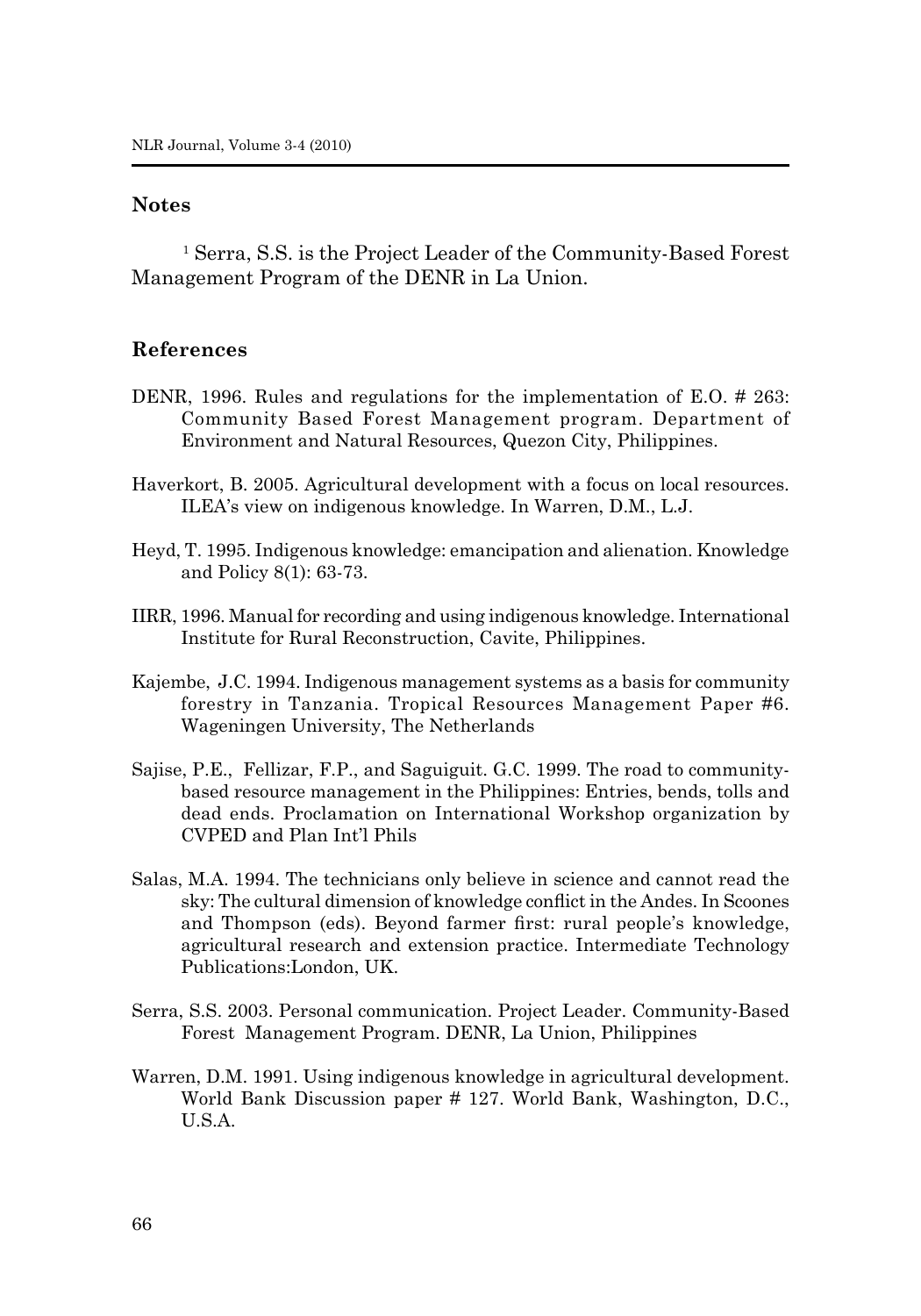## Notes

[1] Serra, S.S. is the Project Leader of the Community-Based Forest Management Program of the DENR in La Union.

## References

DENR, 1996. Rules and regulations for the implementation of E.O. # 263: Community Based Forest Management program. Department of Environment and Natural Resources, Quezon City, Philippines.

Haverkort, B. 2005. Agricultural development with a focus on local resources. ILEA's view on indigenous knowledge. In Warren, D.M., L.J.

Heyd, T. 1995. Indigenous knowledge: emancipation and alienation. Knowledge and Policy 8(1): 63-73.

IIRR, 1996. Manual for recording and using indigenous knowledge. International Institute for Rural Reconstruction, Cavite, Philippines.

Kajembe, J.C. 1994. Indigenous management systems as a basis for community forestry in Tanzania. Tropical Resources Management Paper #6. Wageningen University, The Netherlands

Sajise, P.E., Fellizar, F.P., and Saguiguit. G.C. 1999. The road to community-based resource management in the Philippines: Entries, bends, tolls and dead ends. Proclamation on International Workshop organization by CVPED and Plan Int'l Phils

Salas, M.A. 1994. The technicians only believe in science and cannot read the sky: The cultural dimension of knowledge conflict in the Andes. In Scoones and Thompson (eds). Beyond farmer first: rural people's knowledge, agricultural research and extension practice. Intermediate Technology Publications:London, UK.

Serra, S.S. 2003. Personal communication. Project Leader. Community-Based Forest Management Program. DENR, La Union, Philippines

Warren, D.M. 1991. Using indigenous knowledge in agricultural development. World Bank Discussion paper # 127. World Bank, Washington, D.C., U.S.A.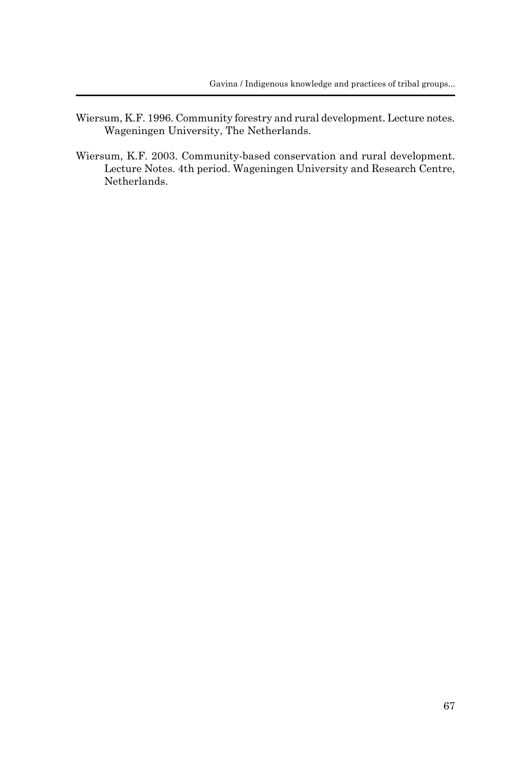Wiersum, K.F. 1996. Community forestry and rural development. Lecture notes. Wageningen University, The Netherlands.

Wiersum, K.F. 2003. Community-based conservation and rural development. Lecture Notes. 4th period. Wageningen University and Research Centre, Netherlands.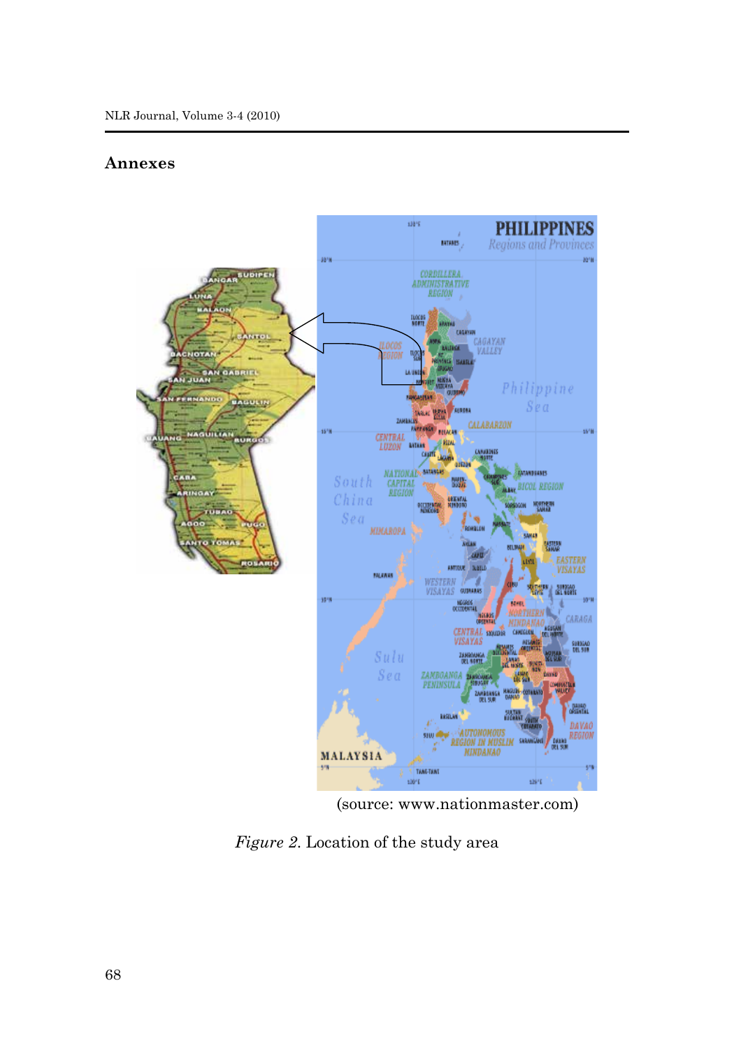## Annexes

(source: www.nationmaster.com)

*Figure 2.* Location of the study area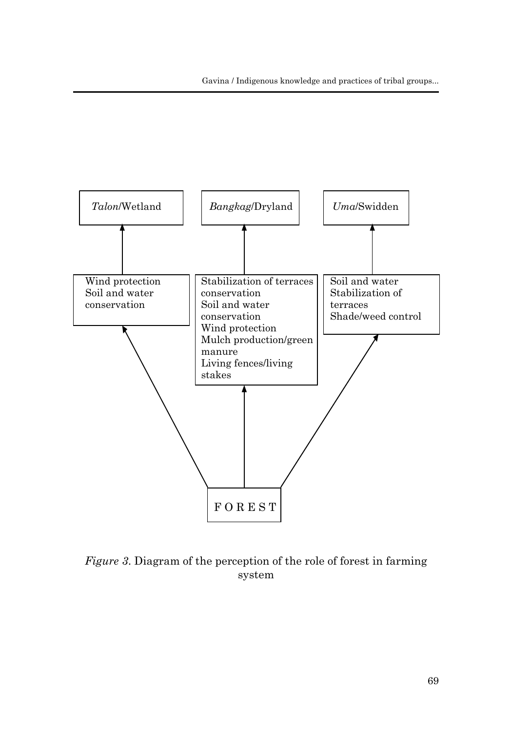*Talon*/Wetland

*Bangkag*/Dryland

*Uma*/Swidden

Wind protection
Soil and water conservation

Stabilization of terraces conservation
Soil and water conservation
Wind protection
Mulch production/green manure
Living fences/living stakes

Soil and water
Stabilization of terraces
Shade/weed control

F O R E S T

*Figure 3*. Diagram of the perception of the role of forest in farming system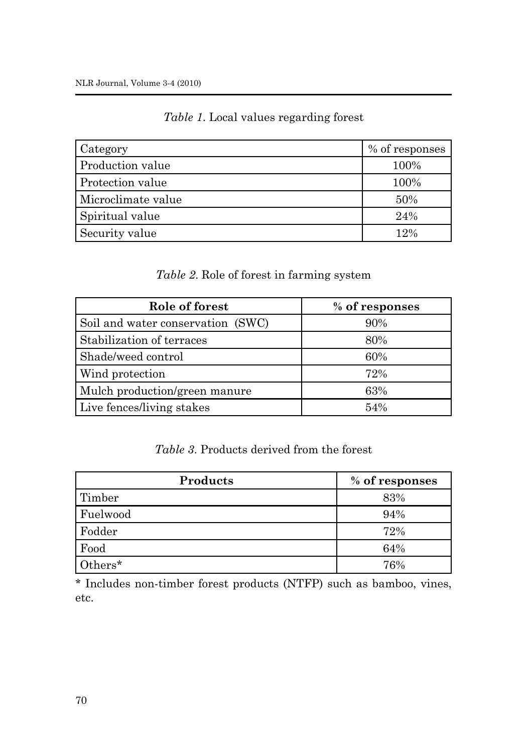*Table 1*. Local values regarding forest

| Category | % of responses |
|---|---|
| Production value | 100% |
| Protection value | 100% |
| Microclimate value | 50% |
| Spiritual value | 24% |
| Security value | 12% |

*Table 2*. Role of forest in farming system

| **Role of forest** | **% of responses** |
|---|---|
| Soil and water conservation (SWC) | 90% |
| Stabilization of terraces | 80% |
| Shade/weed control | 60% |
| Wind protection | 72% |
| Mulch production/green manure | 63% |
| Live fences/living stakes | 54% |

*Table 3*. Products derived from the forest

| **Products** | **% of responses** |
|---|---|
| Timber | 83% |
| Fuelwood | 94% |
| Fodder | 72% |
| Food | 64% |
| Others* | 76% |

* Includes non-timber forest products (NTFP) such as bamboo, vines, etc.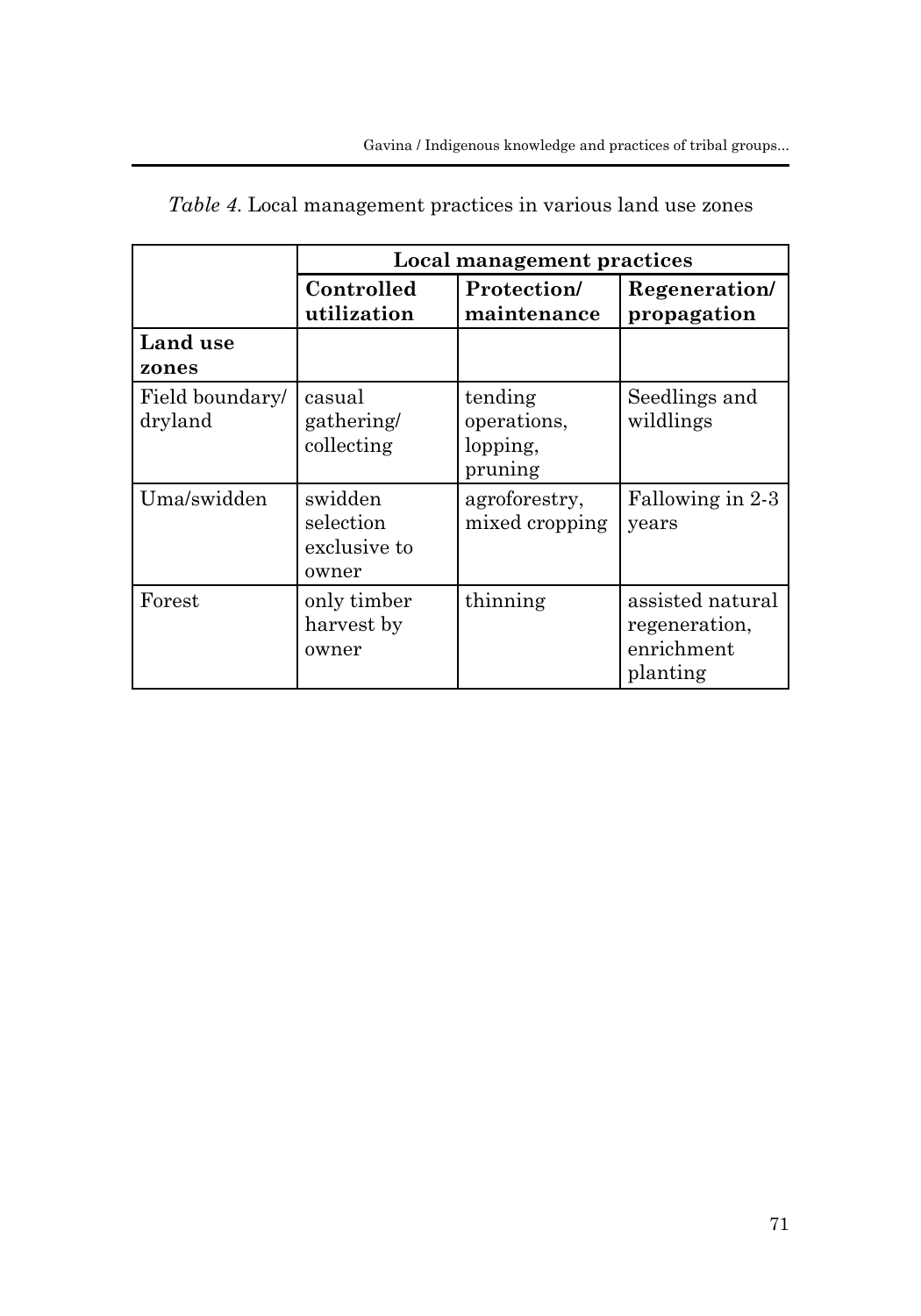*Table 4.* Local management practices in various land use zones

| | **Local management practices** | | |
|---|---|---|---|
| | **Controlled utilization** | **Protection/ maintenance** | **Regeneration/ propagation** |
| **Land use zones** | | | |
| Field boundary/ dryland | casual gathering/ collecting | tending operations, lopping, pruning | Seedlings and wildlings |
| Uma/swidden | swidden selection exclusive to owner | agroforestry, mixed cropping | Fallowing in 2-3 years |
| Forest | only timber harvest by owner | thinning | assisted natural regeneration, enrichment planting |